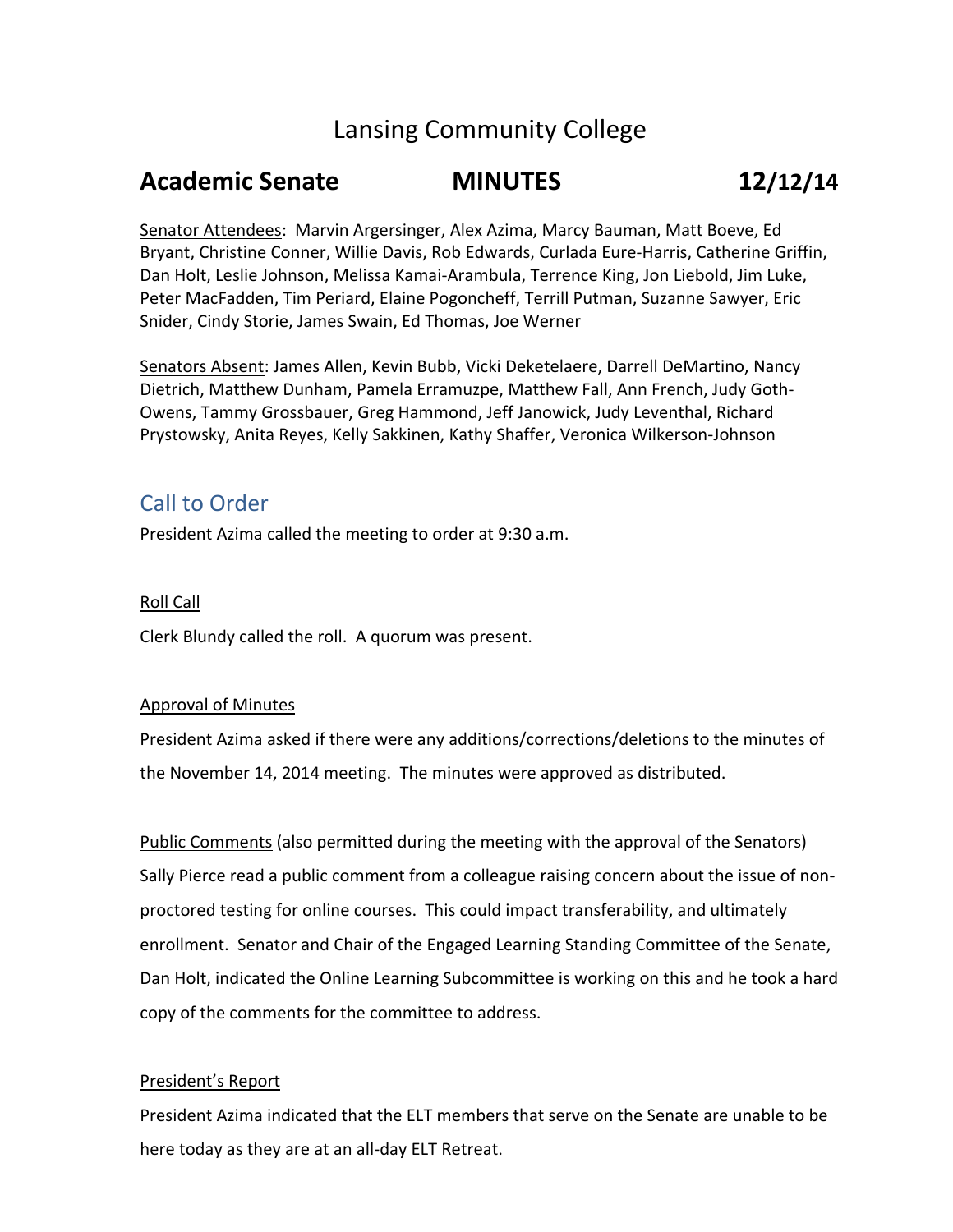# Lansing Community College

## Academic Senate MINUTES 12/12/14

<u>Senator Attendees</u>: Marvin Argersinger, Alex Azima, Marcy Bauman, Matt Boeve, Ed Bryant, Christine Conner, Willie Davis, Rob Edwards, Curlada Eure-Harris, Catherine Griffin, Dan Holt, Leslie Johnson, Melissa Kamai-Arambula, Terrence King, Jon Liebold, Jim Luke, Peter MacFadden, Tim Periard, Elaine Pogoncheff, Terrill Putman, Suzanne Sawyer, Eric Snider, Cindy Storie, James Swain, Ed Thomas, Joe Werner

<u>Senators Absent</u>: James Allen, Kevin Bubb, Vicki Deketelaere, Darrell DeMartino, Nancy Dietrich, Matthew Dunham, Pamela Erramuzpe, Matthew Fall, Ann French, Judy Goth-Owens, Tammy Grossbauer, Greg Hammond, Jeff Janowick, Judy Leventhal, Richard Prystowsky, Anita Reyes, Kelly Sakkinen, Kathy Shaffer, Veronica Wilkerson-Johnson

## Call to Order

President Azima called the meeting to order at 9:30 a.m.

<u>Roll Call</u>

Clerk Blundy called the roll. A quorum was present.

<u>Approval of Minutes</u>

President Azima asked if there were any additions/corrections/deletions to the minutes of the November 14, 2014 meeting. The minutes were approved as distributed.

<u>Public Comments</u> (also permitted during the meeting with the approval of the Senators)
Sally Pierce read a public comment from a colleague raising concern about the issue of non-proctored testing for online courses. This could impact transferability, and ultimately enrollment. Senator and Chair of the Engaged Learning Standing Committee of the Senate, Dan Holt, indicated the Online Learning Subcommittee is working on this and he took a hard copy of the comments for the committee to address.

<u>President's Report</u>

President Azima indicated that the ELT members that serve on the Senate are unable to be here today as they are at an all-day ELT Retreat.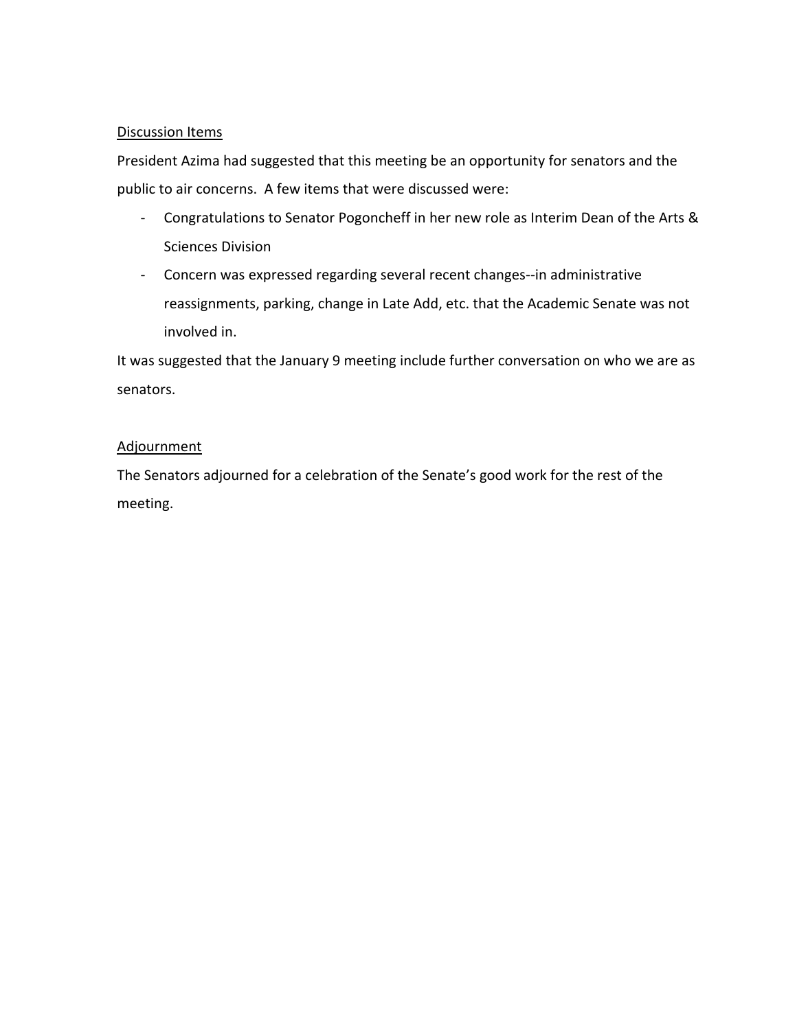Discussion Items

President Azima had suggested that this meeting be an opportunity for senators and the public to air concerns. A few items that were discussed were:

- Congratulations to Senator Pogoncheff in her new role as Interim Dean of the Arts & Sciences Division
- Concern was expressed regarding several recent changes--in administrative reassignments, parking, change in Late Add, etc. that the Academic Senate was not involved in.

It was suggested that the January 9 meeting include further conversation on who we are as senators.

Adjournment

The Senators adjourned for a celebration of the Senate's good work for the rest of the meeting.